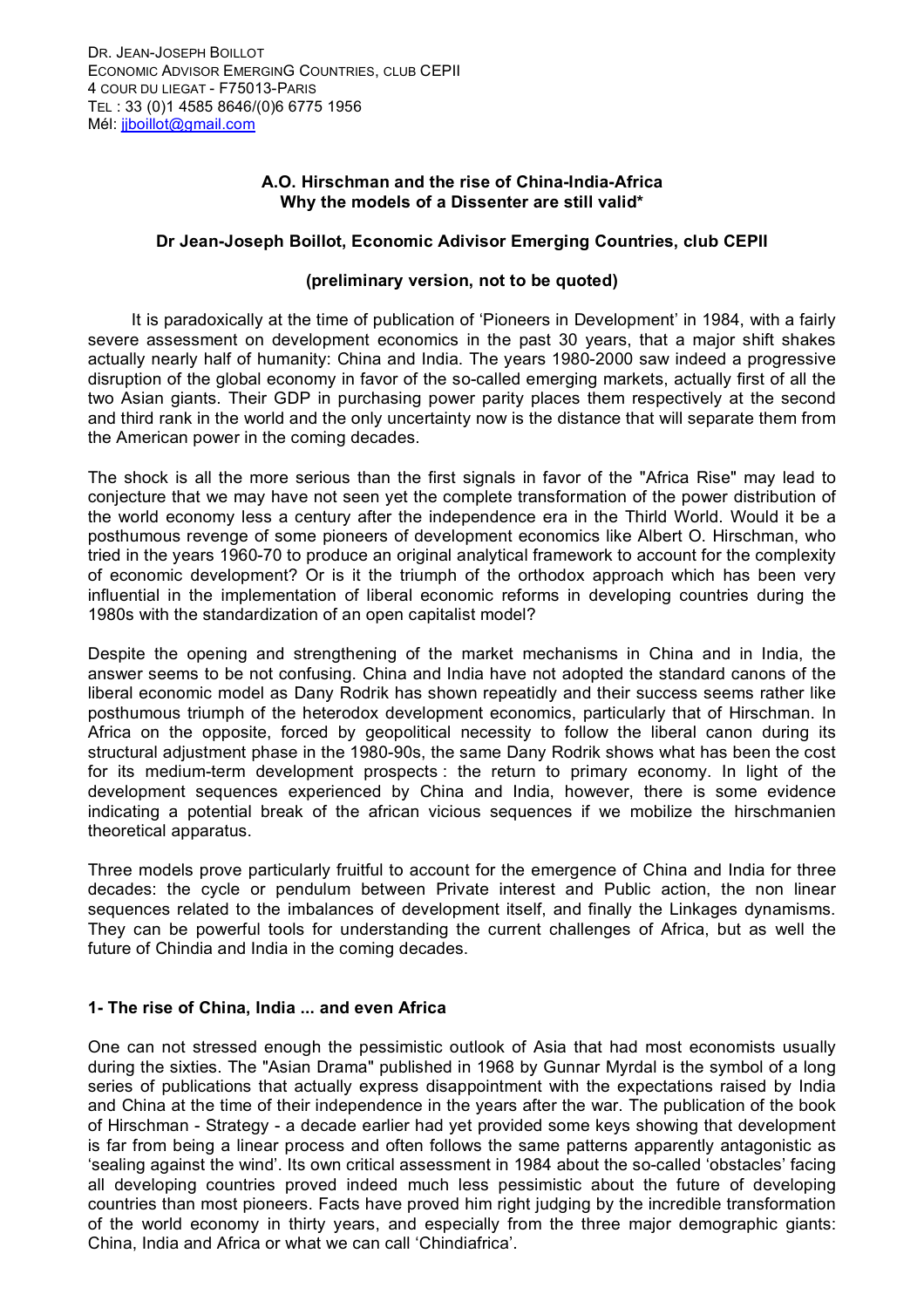Dr. Jean-Joseph Boillot
Economic Advisor Emerging Countries, club CEPII
4 cour du Liegat - F75013-Paris
Tel : 33 (0)1 4585 8646/(0)6 6775 1956
Mél: jjboillot@gmail.com

## A.O. Hirschman and the rise of China-India-Africa
## Why the models of a Dissenter are still valid*

**Dr Jean-Joseph Boillot, Economic Adivisor Emerging Countries, club CEPII**

**(preliminary version, not to be quoted)**

It is paradoxically at the time of publication of 'Pioneers in Development' in 1984, with a fairly severe assessment on development economics in the past 30 years, that a major shift shakes actually nearly half of humanity: China and India. The years 1980-2000 saw indeed a progressive disruption of the global economy in favor of the so-called emerging markets, actually first of all the two Asian giants. Their GDP in purchasing power parity places them respectively at the second and third rank in the world and the only uncertainty now is the distance that will separate them from the American power in the coming decades.

The shock is all the more serious than the first signals in favor of the "Africa Rise" may lead to conjecture that we may have not seen yet the complete transformation of the power distribution of the world economy less a century after the independence era in the Thirld World. Would it be a posthumous revenge of some pioneers of development economics like Albert O. Hirschman, who tried in the years 1960-70 to produce an original analytical framework to account for the complexity of economic development? Or is it the triumph of the orthodox approach which has been very influential in the implementation of liberal economic reforms in developing countries during the 1980s with the standardization of an open capitalist model?

Despite the opening and strengthening of the market mechanisms in China and in India, the answer seems to be not confusing. China and India have not adopted the standard canons of the liberal economic model as Dany Rodrik has shown repeatidly and their success seems rather like posthumous triumph of the heterodox development economics, particularly that of Hirschman. In Africa on the opposite, forced by geopolitical necessity to follow the liberal canon during its structural adjustment phase in the 1980-90s, the same Dany Rodrik shows what has been the cost for its medium-term development prospects : the return to primary economy. In light of the development sequences experienced by China and India, however, there is some evidence indicating a potential break of the african vicious sequences if we mobilize the hirschmanien theoretical apparatus.

Three models prove particularly fruitful to account for the emergence of China and India for three decades: the cycle or pendulum between Private interest and Public action, the non linear sequences related to the imbalances of development itself, and finally the Linkages dynamisms. They can be powerful tools for understanding the current challenges of Africa, but as well the future of Chindia and India in the coming decades.

### 1- The rise of China, India ... and even Africa

One can not stressed enough the pessimistic outlook of Asia that had most economists usually during the sixties. The "Asian Drama" published in 1968 by Gunnar Myrdal is the symbol of a long series of publications that actually express disappointment with the expectations raised by India and China at the time of their independence in the years after the war. The publication of the book of Hirschman - Strategy - a decade earlier had yet provided some keys showing that development is far from being a linear process and often follows the same patterns apparently antagonistic as 'sealing against the wind'. Its own critical assessment in 1984 about the so-called 'obstacles' facing all developing countries proved indeed much less pessimistic about the future of developing countries than most pioneers. Facts have proved him right judging by the incredible transformation of the world economy in thirty years, and especially from the three major demographic giants: China, India and Africa or what we can call 'Chindiafrica'.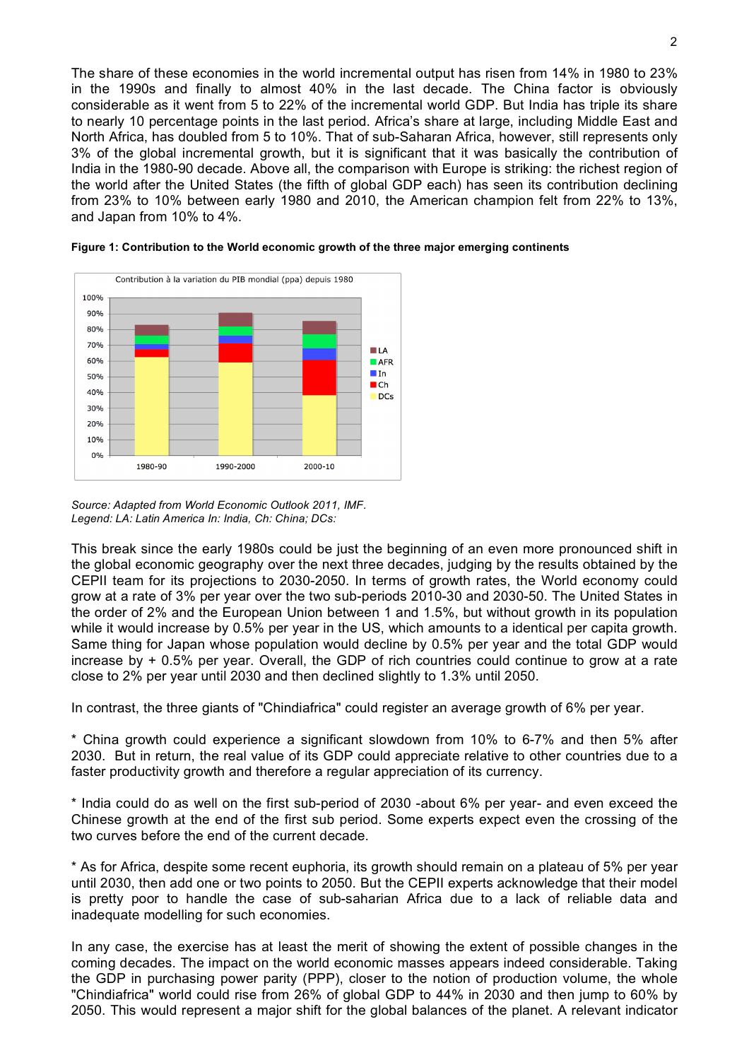The share of these economies in the world incremental output has risen from 14% in 1980 to 23% in the 1990s and finally to almost 40% in the last decade. The China factor is obviously considerable as it went from 5 to 22% of the incremental world GDP. But India has triple its share to nearly 10 percentage points in the last period. Africa's share at large, including Middle East and North Africa, has doubled from 5 to 10%. That of sub-Saharan Africa, however, still represents only 3% of the global incremental growth, but it is significant that it was basically the contribution of India in the 1980-90 decade. Above all, the comparison with Europe is striking: the richest region of the world after the United States (the fifth of global GDP each) has seen its contribution declining from 23% to 10% between early 1980 and 2010, the American champion felt from 22% to 13%, and Japan from 10% to 4%.

**Figure 1: Contribution to the World economic growth of the three major emerging continents**

*Source: Adapted from World Economic Outlook 2011, IMF.*
*Legend: LA: Latin America In: India, Ch: China; DCs:*

This break since the early 1980s could be just the beginning of an even more pronounced shift in the global economic geography over the next three decades, judging by the results obtained by the CEPII team for its projections to 2030-2050. In terms of growth rates, the World economy could grow at a rate of 3% per year over the two sub-periods 2010-30 and 2030-50. The United States in the order of 2% and the European Union between 1 and 1.5%, but without growth in its population while it would increase by 0.5% per year in the US, which amounts to a identical per capita growth. Same thing for Japan whose population would decline by 0.5% per year and the total GDP would increase by + 0.5% per year. Overall, the GDP of rich countries could continue to grow at a rate close to 2% per year until 2030 and then declined slightly to 1.3% until 2050.

In contrast, the three giants of "Chindiafrica" could register an average growth of 6% per year.

* China growth could experience a significant slowdown from 10% to 6-7% and then 5% after 2030. But in return, the real value of its GDP could appreciate relative to other countries due to a faster productivity growth and therefore a regular appreciation of its currency.

* India could do as well on the first sub-period of 2030 -about 6% per year- and even exceed the Chinese growth at the end of the first sub period. Some experts expect even the crossing of the two curves before the end of the current decade.

* As for Africa, despite some recent euphoria, its growth should remain on a plateau of 5% per year until 2030, then add one or two points to 2050. But the CEPII experts acknowledge that their model is pretty poor to handle the case of sub-saharian Africa due to a lack of reliable data and inadequate modelling for such economies.

In any case, the exercise has at least the merit of showing the extent of possible changes in the coming decades. The impact on the world economic masses appears indeed considerable. Taking the GDP in purchasing power parity (PPP), closer to the notion of production volume, the whole "Chindiafrica" world could rise from 26% of global GDP to 44% in 2030 and then jump to 60% by 2050. This would represent a major shift for the global balances of the planet. A relevant indicator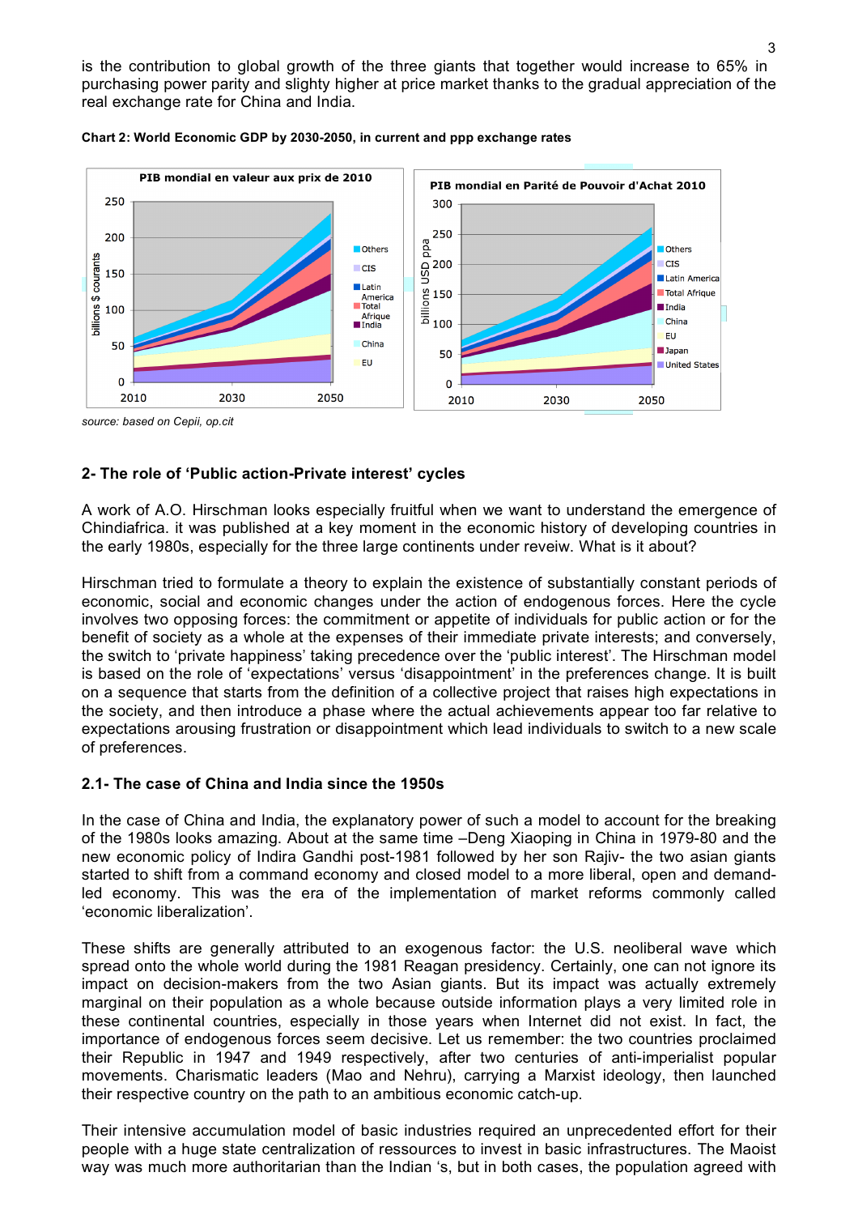is the contribution to global growth of the three giants that together would increase to 65% in purchasing power parity and slighty higher at price market thanks to the gradual appreciation of the real exchange rate for China and India.

**Chart 2: World Economic GDP by 2030-2050, in current and ppp exchange rates**

*source: based on Cepii, op.cit*

### 2- The role of 'Public action-Private interest' cycles

A work of A.O. Hirschman looks especially fruitful when we want to understand the emergence of Chindiafrica. it was published at a key moment in the economic history of developing countries in the early 1980s, especially for the three large continents under reveiw. What is it about?

Hirschman tried to formulate a theory to explain the existence of substantially constant periods of economic, social and economic changes under the action of endogenous forces. Here the cycle involves two opposing forces: the commitment or appetite of individuals for public action or for the benefit of society as a whole at the expenses of their immediate private interests; and conversely, the switch to 'private happiness' taking precedence over the 'public interest'. The Hirschman model is based on the role of 'expectations' versus 'disappointment' in the preferences change. It is built on a sequence that starts from the definition of a collective project that raises high expectations in the society, and then introduce a phase where the actual achievements appear too far relative to expectations arousing frustration or disappointment which lead individuals to switch to a new scale of preferences.

#### 2.1- The case of China and India since the 1950s

In the case of China and India, the explanatory power of such a model to account for the breaking of the 1980s looks amazing. About at the same time –Deng Xiaoping in China in 1979-80 and the new economic policy of Indira Gandhi post-1981 followed by her son Rajiv- the two asian giants started to shift from a command economy and closed model to a more liberal, open and demand-led economy. This was the era of the implementation of market reforms commonly called 'economic liberalization'.

These shifts are generally attributed to an exogenous factor: the U.S. neoliberal wave which spread onto the whole world during the 1981 Reagan presidency. Certainly, one can not ignore its impact on decision-makers from the two Asian giants. But its impact was actually extremely marginal on their population as a whole because outside information plays a very limited role in these continental countries, especially in those years when Internet did not exist. In fact, the importance of endogenous forces seem decisive. Let us remember: the two countries proclaimed their Republic in 1947 and 1949 respectively, after two centuries of anti-imperialist popular movements. Charismatic leaders (Mao and Nehru), carrying a Marxist ideology, then launched their respective country on the path to an ambitious economic catch-up.

Their intensive accumulation model of basic industries required an unprecedented effort for their people with a huge state centralization of ressources to invest in basic infrastructures. The Maoist way was much more authoritarian than the Indian 's, but in both cases, the population agreed with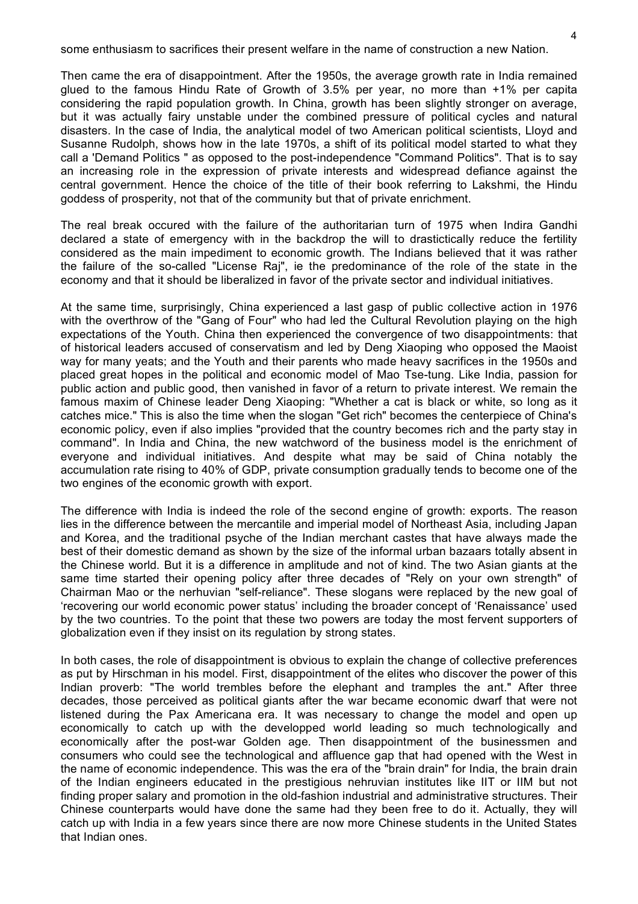some enthusiasm to sacrifices their present welfare in the name of construction a new Nation.

Then came the era of disappointment. After the 1950s, the average growth rate in India remained glued to the famous Hindu Rate of Growth of 3.5% per year, no more than +1% per capita considering the rapid population growth. In China, growth has been slightly stronger on average, but it was actually fairy unstable under the combined pressure of political cycles and natural disasters. In the case of India, the analytical model of two American political scientists, Lloyd and Susanne Rudolph, shows how in the late 1970s, a shift of its political model started to what they call a 'Demand Politics " as opposed to the post-independence "Command Politics". That is to say an increasing role in the expression of private interests and widespread defiance against the central government. Hence the choice of the title of their book referring to Lakshmi, the Hindu goddess of prosperity, not that of the community but that of private enrichment.

The real break occured with the failure of the authoritarian turn of 1975 when Indira Gandhi declared a state of emergency with in the backdrop the will to drastictically reduce the fertility considered as the main impediment to economic growth. The Indians believed that it was rather the failure of the so-called "License Raj", ie the predominance of the role of the state in the economy and that it should be liberalized in favor of the private sector and individual initiatives.

At the same time, surprisingly, China experienced a last gasp of public collective action in 1976 with the overthrow of the "Gang of Four" who had led the Cultural Revolution playing on the high expectations of the Youth. China then experienced the convergence of two disappointments: that of historical leaders accused of conservatism and led by Deng Xiaoping who opposed the Maoist way for many yeats; and the Youth and their parents who made heavy sacrifices in the 1950s and placed great hopes in the political and economic model of Mao Tse-tung. Like India, passion for public action and public good, then vanished in favor of a return to private interest. We remain the famous maxim of Chinese leader Deng Xiaoping: "Whether a cat is black or white, so long as it catches mice." This is also the time when the slogan "Get rich" becomes the centerpiece of China's economic policy, even if also implies "provided that the country becomes rich and the party stay in command". In India and China, the new watchword of the business model is the enrichment of everyone and individual initiatives. And despite what may be said of China notably the accumulation rate rising to 40% of GDP, private consumption gradually tends to become one of the two engines of the economic growth with export.

The difference with India is indeed the role of the second engine of growth: exports. The reason lies in the difference between the mercantile and imperial model of Northeast Asia, including Japan and Korea, and the traditional psyche of the Indian merchant castes that have always made the best of their domestic demand as shown by the size of the informal urban bazaars totally absent in the Chinese world. But it is a difference in amplitude and not of kind. The two Asian giants at the same time started their opening policy after three decades of "Rely on your own strength" of Chairman Mao or the nerhuvian "self-reliance". These slogans were replaced by the new goal of 'recovering our world economic power status' including the broader concept of 'Renaissance' used by the two countries. To the point that these two powers are today the most fervent supporters of globalization even if they insist on its regulation by strong states.

In both cases, the role of disappointment is obvious to explain the change of collective preferences as put by Hirschman in his model. First, disappointment of the elites who discover the power of this Indian proverb: "The world trembles before the elephant and tramples the ant." After three decades, those perceived as political giants after the war became economic dwarf that were not listened during the Pax Americana era. It was necessary to change the model and open up economically to catch up with the developped world leading so much technologically and economically after the post-war Golden age. Then disappointment of the businessmen and consumers who could see the technological and affluence gap that had opened with the West in the name of economic independence. This was the era of the "brain drain" for India, the brain drain of the Indian engineers educated in the prestigious nehruvian institutes like IIT or IIM but not finding proper salary and promotion in the old-fashion industrial and administrative structures. Their Chinese counterparts would have done the same had they been free to do it. Actually, they will catch up with India in a few years since there are now more Chinese students in the United States that Indian ones.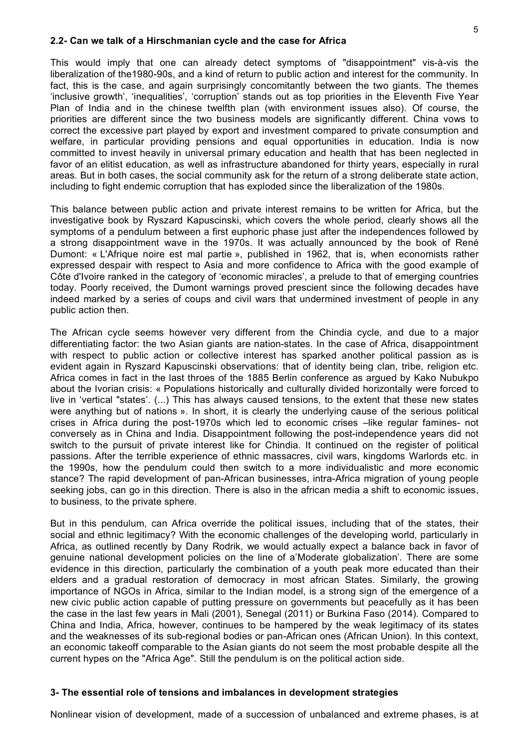#### 2.2- Can we talk of a Hirschmanian cycle and the case for Africa

This would imply that one can already detect symptoms of "disappointment" vis-à-vis the liberalization of the1980-90s, and a kind of return to public action and interest for the community. In fact, this is the case, and again surprisingly concomitantly between the two giants. The themes 'inclusive growth', 'inequalities', 'corruption' stands out as top priorities in the Eleventh Five Year Plan of India and in the chinese twelfth plan (with environment issues also). Of course, the priorities are different since the two business models are significantly different. China vows to correct the excessive part played by export and investment compared to private consumption and welfare, in particular providing pensions and equal opportunities in education. India is now committed to invest heavily in universal primary education and health that has been neglected in favor of an elitist education, as well as infrastructure abandoned for thirty years, especially in rural areas. But in both cases, the social community ask for the return of a strong deliberate state action, including to fight endemic corruption that has exploded since the liberalization of the 1980s.

This balance between public action and private interest remains to be written for Africa, but the investigative book by Ryszard Kapuscinski, which covers the whole period, clearly shows all the symptoms of a pendulum between a first euphoric phase just after the independences followed by a strong disappointment wave in the 1970s. It was actually announced by the book of René Dumont: « L'Afrique noire est mal partie », published in 1962, that is, when economists rather expressed despair with respect to Asia and more confidence to Africa with the good example of Côte d'Ivoire ranked in the category of 'economic miracles', a prelude to that of emerging countries today. Poorly received, the Dumont warnings proved prescient since the following decades have indeed marked by a series of coups and civil wars that undermined investment of people in any public action then.

The African cycle seems however very different from the Chindia cycle, and due to a major differentiating factor: the two Asian giants are nation-states. In the case of Africa, disappointment with respect to public action or collective interest has sparked another political passion as is evident again in Ryszard Kapuscinski observations: that of identity being clan, tribe, religion etc. Africa comes in fact in the last throes of the 1885 Berlin conference as argued by Kako Nubukpo about the Ivorian crisis: « Populations historically and culturally divided horizontally were forced to live in 'vertical "states'. (...) This has always caused tensions, to the extent that these new states were anything but of nations ». In short, it is clearly the underlying cause of the serious political crises in Africa during the post-1970s which led to economic crises –like regular famines- not conversely as in China and India. Disappointment following the post-independence years did not switch to the pursuit of private interest like for Chindia. It continued on the register of political passions. After the terrible experience of ethnic massacres, civil wars, kingdoms Warlords etc. in the 1990s, how the pendulum could then switch to a more individualistic and more economic stance? The rapid development of pan-African businesses, intra-Africa migration of young people seeking jobs, can go in this direction. There is also in the african media a shift to economic issues, to business, to the private sphere.

But in this pendulum, can Africa override the political issues, including that of the states, their social and ethnic legitimacy? With the economic challenges of the developing world, particularly in Africa, as outlined recently by Dany Rodrik, we would actually expect a balance back in favor of genuine national development policies on the line of a'Moderate globalization'. There are some evidence in this direction, particularly the combination of a youth peak more educated than their elders and a gradual restoration of democracy in most african States. Similarly, the growing importance of NGOs in Africa, similar to the Indian model, is a strong sign of the emergence of a new civic public action capable of putting pressure on governments but peacefully as it has been the case in the last few years in Mali (2001), Senegal (2011) or Burkina Faso (2014). Compared to China and India, Africa, however, continues to be hampered by the weak legitimacy of its states and the weaknesses of its sub-regional bodies or pan-African ones (African Union). In this context, an economic takeoff comparable to the Asian giants do not seem the most probable despite all the current hypes on the "Africa Age". Still the pendulum is on the political action side.

### 3- The essential role of tensions and imbalances in development strategies

Nonlinear vision of development, made of a succession of unbalanced and extreme phases, is at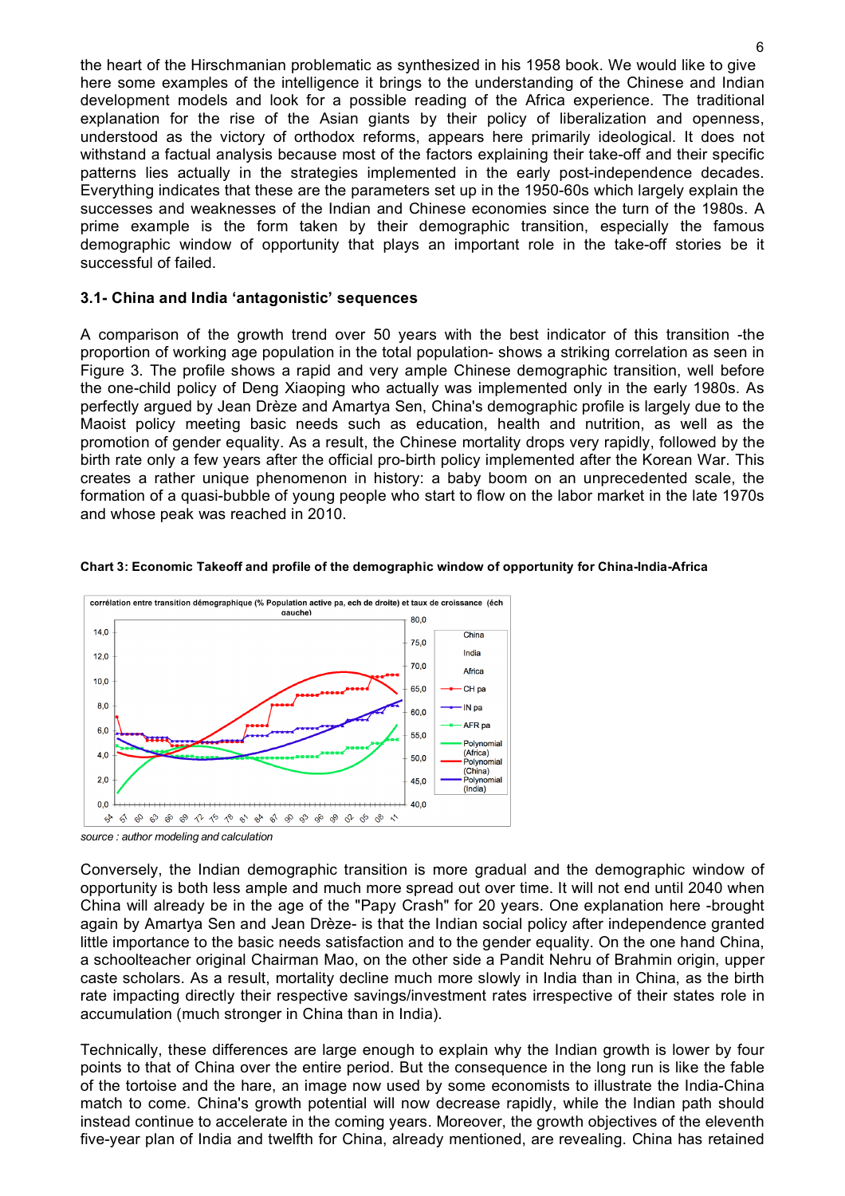the heart of the Hirschmanian problematic as synthesized in his 1958 book. We would like to give here some examples of the intelligence it brings to the understanding of the Chinese and Indian development models and look for a possible reading of the Africa experience. The traditional explanation for the rise of the Asian giants by their policy of liberalization and openness, understood as the victory of orthodox reforms, appears here primarily ideological. It does not withstand a factual analysis because most of the factors explaining their take-off and their specific patterns lies actually in the strategies implemented in the early post-independence decades. Everything indicates that these are the parameters set up in the 1950-60s which largely explain the successes and weaknesses of the Indian and Chinese economies since the turn of the 1980s. A prime example is the form taken by their demographic transition, especially the famous demographic window of opportunity that plays an important role in the take-off stories be it successful of failed.

### 3.1- China and India 'antagonistic' sequences

A comparison of the growth trend over 50 years with the best indicator of this transition -the proportion of working age population in the total population- shows a striking correlation as seen in Figure 3. The profile shows a rapid and very ample Chinese demographic transition, well before the one-child policy of Deng Xiaoping who actually was implemented only in the early 1980s. As perfectly argued by Jean Drèze and Amartya Sen, China's demographic profile is largely due to the Maoist policy meeting basic needs such as education, health and nutrition, as well as the promotion of gender equality. As a result, the Chinese mortality drops very rapidly, followed by the birth rate only a few years after the official pro-birth policy implemented after the Korean War. This creates a rather unique phenomenon in history: a baby boom on an unprecedented scale, the formation of a quasi-bubble of young people who start to flow on the labor market in the late 1970s and whose peak was reached in 2010.

**Chart 3: Economic Takeoff and profile of the demographic window of opportunity for China-India-Africa**

*source : author modeling and calculation*

Conversely, the Indian demographic transition is more gradual and the demographic window of opportunity is both less ample and much more spread out over time. It will not end until 2040 when China will already be in the age of the "Papy Crash" for 20 years. One explanation here -brought again by Amartya Sen and Jean Drèze- is that the Indian social policy after independence granted little importance to the basic needs satisfaction and to the gender equality. On the one hand China, a schoolteacher original Chairman Mao, on the other side a Pandit Nehru of Brahmin origin, upper caste scholars. As a result, mortality decline much more slowly in India than in China, as the birth rate impacting directly their respective savings/investment rates irrespective of their states role in accumulation (much stronger in China than in India).

Technically, these differences are large enough to explain why the Indian growth is lower by four points to that of China over the entire period. But the consequence in the long run is like the fable of the tortoise and the hare, an image now used by some economists to illustrate the India-China match to come. China's growth potential will now decrease rapidly, while the Indian path should instead continue to accelerate in the coming years. Moreover, the growth objectives of the eleventh five-year plan of India and twelfth for China, already mentioned, are revealing. China has retained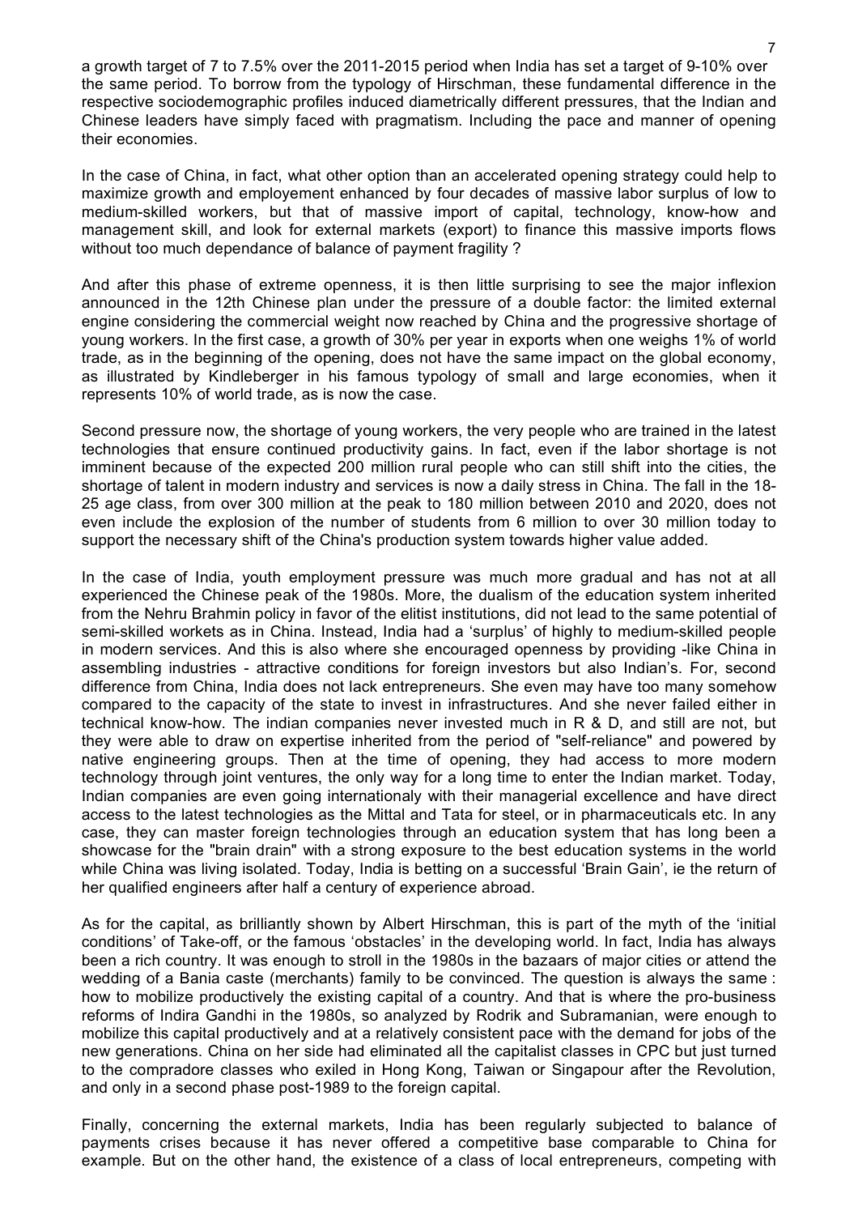a growth target of 7 to 7.5% over the 2011-2015 period when India has set a target of 9-10% over the same period. To borrow from the typology of Hirschman, these fundamental difference in the respective sociodemographic profiles induced diametrically different pressures, that the Indian and Chinese leaders have simply faced with pragmatism. Including the pace and manner of opening their economies.

In the case of China, in fact, what other option than an accelerated opening strategy could help to maximize growth and employement enhanced by four decades of massive labor surplus of low to medium-skilled workers, but that of massive import of capital, technology, know-how and management skill, and look for external markets (export) to finance this massive imports flows without too much dependance of balance of payment fragility ?

And after this phase of extreme openness, it is then little surprising to see the major inflexion announced in the 12th Chinese plan under the pressure of a double factor: the limited external engine considering the commercial weight now reached by China and the progressive shortage of young workers. In the first case, a growth of 30% per year in exports when one weighs 1% of world trade, as in the beginning of the opening, does not have the same impact on the global economy, as illustrated by Kindleberger in his famous typology of small and large economies, when it represents 10% of world trade, as is now the case.

Second pressure now, the shortage of young workers, the very people who are trained in the latest technologies that ensure continued productivity gains. In fact, even if the labor shortage is not imminent because of the expected 200 million rural people who can still shift into the cities, the shortage of talent in modern industry and services is now a daily stress in China. The fall in the 18-25 age class, from over 300 million at the peak to 180 million between 2010 and 2020, does not even include the explosion of the number of students from 6 million to over 30 million today to support the necessary shift of the China's production system towards higher value added.

In the case of India, youth employment pressure was much more gradual and has not at all experienced the Chinese peak of the 1980s. More, the dualism of the education system inherited from the Nehru Brahmin policy in favor of the elitist institutions, did not lead to the same potential of semi-skilled workets as in China. Instead, India had a 'surplus' of highly to medium-skilled people in modern services. And this is also where she encouraged openness by providing -like China in assembling industries - attractive conditions for foreign investors but also Indian's. For, second difference from China, India does not lack entrepreneurs. She even may have too many somehow compared to the capacity of the state to invest in infrastructures. And she never failed either in technical know-how. The indian companies never invested much in R & D, and still are not, but they were able to draw on expertise inherited from the period of "self-reliance" and powered by native engineering groups. Then at the time of opening, they had access to more modern technology through joint ventures, the only way for a long time to enter the Indian market. Today, Indian companies are even going internationaly with their managerial excellence and have direct access to the latest technologies as the Mittal and Tata for steel, or in pharmaceuticals etc. In any case, they can master foreign technologies through an education system that has long been a showcase for the "brain drain" with a strong exposure to the best education systems in the world while China was living isolated. Today, India is betting on a successful 'Brain Gain', ie the return of her qualified engineers after half a century of experience abroad.

As for the capital, as brilliantly shown by Albert Hirschman, this is part of the myth of the 'initial conditions' of Take-off, or the famous 'obstacles' in the developing world. In fact, India has always been a rich country. It was enough to stroll in the 1980s in the bazaars of major cities or attend the wedding of a Bania caste (merchants) family to be convinced. The question is always the same : how to mobilize productively the existing capital of a country. And that is where the pro-business reforms of Indira Gandhi in the 1980s, so analyzed by Rodrik and Subramanian, were enough to mobilize this capital productively and at a relatively consistent pace with the demand for jobs of the new generations. China on her side had eliminated all the capitalist classes in CPC but just turned to the compradore classes who exiled in Hong Kong, Taiwan or Singapour after the Revolution, and only in a second phase post-1989 to the foreign capital.

Finally, concerning the external markets, India has been regularly subjected to balance of payments crises because it has never offered a competitive base comparable to China for example. But on the other hand, the existence of a class of local entrepreneurs, competing with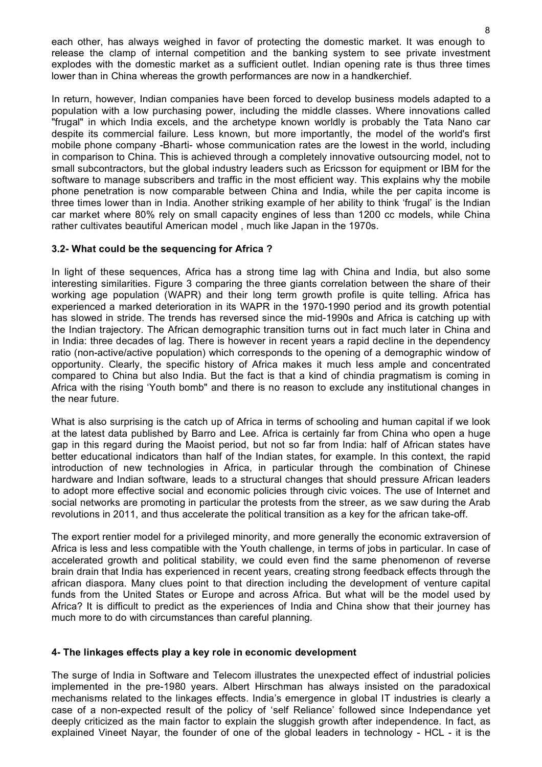each other, has always weighed in favor of protecting the domestic market. It was enough to release the clamp of internal competition and the banking system to see private investment explodes with the domestic market as a sufficient outlet. Indian opening rate is thus three times lower than in China whereas the growth performances are now in a handkerchief.

In return, however, Indian companies have been forced to develop business models adapted to a population with a low purchasing power, including the middle classes. Where innovations called "frugal" in which India excels, and the archetype known worldly is probably the Tata Nano car despite its commercial failure. Less known, but more importantly, the model of the world's first mobile phone company -Bharti- whose communication rates are the lowest in the world, including in comparison to China. This is achieved through a completely innovative outsourcing model, not to small subcontractors, but the global industry leaders such as Ericsson for equipment or IBM for the software to manage subscribers and traffic in the most efficient way. This explains why the mobile phone penetration is now comparable between China and India, while the per capita income is three times lower than in India. Another striking example of her ability to think 'frugal' is the Indian car market where 80% rely on small capacity engines of less than 1200 cc models, while China rather cultivates beautiful American model , much like Japan in the 1970s.

### 3.2- What could be the sequencing for Africa ?

In light of these sequences, Africa has a strong time lag with China and India, but also some interesting similarities. Figure 3 comparing the three giants correlation between the share of their working age population (WAPR) and their long term growth profile is quite telling. Africa has experienced a marked deterioration in its WAPR in the 1970-1990 period and its growth potential has slowed in stride. The trends has reversed since the mid-1990s and Africa is catching up with the Indian trajectory. The African demographic transition turns out in fact much later in China and in India: three decades of lag. There is however in recent years a rapid decline in the dependency ratio (non-active/active population) which corresponds to the opening of a demographic window of opportunity. Clearly, the specific history of Africa makes it much less ample and concentrated compared to China but also India. But the fact is that a kind of chindia pragmatism is coming in Africa with the rising 'Youth bomb" and there is no reason to exclude any institutional changes in the near future.

What is also surprising is the catch up of Africa in terms of schooling and human capital if we look at the latest data published by Barro and Lee. Africa is certainly far from China who open a huge gap in this regard during the Maoist period, but not so far from India: half of African states have better educational indicators than half of the Indian states, for example. In this context, the rapid introduction of new technologies in Africa, in particular through the combination of Chinese hardware and Indian software, leads to a structural changes that should pressure African leaders to adopt more effective social and economic policies through civic voices. The use of Internet and social networks are promoting in particular the protests from the streer, as we saw during the Arab revolutions in 2011, and thus accelerate the political transition as a key for the african take-off.

The export rentier model for a privileged minority, and more generally the economic extraversion of Africa is less and less compatible with the Youth challenge, in terms of jobs in particular. In case of accelerated growth and political stability, we could even find the same phenomenon of reverse brain drain that India has experienced in recent years, creating strong feedback effects through the african diaspora. Many clues point to that direction including the development of venture capital funds from the United States or Europe and across Africa. But what will be the model used by Africa? It is difficult to predict as the experiences of India and China show that their journey has much more to do with circumstances than careful planning.

## 4- The linkages effects play a key role in economic development

The surge of India in Software and Telecom illustrates the unexpected effect of industrial policies implemented in the pre-1980 years. Albert Hirschman has always insisted on the paradoxical mechanisms related to the linkages effects. India's emergence in global IT industries is clearly a case of a non-expected result of the policy of 'self Reliance' followed since Independance yet deeply criticized as the main factor to explain the sluggish growth after independence. In fact, as explained Vineet Nayar, the founder of one of the global leaders in technology - HCL - it is the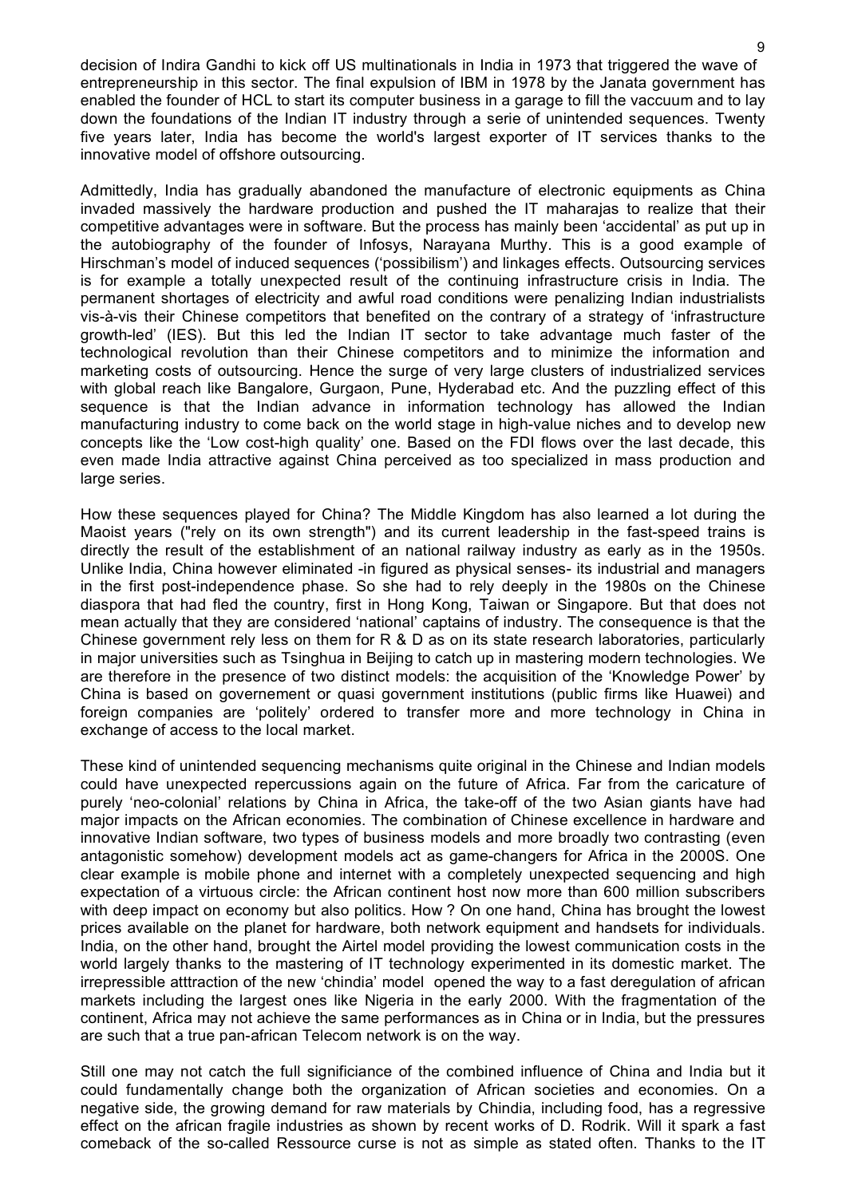decision of Indira Gandhi to kick off US multinationals in India in 1973 that triggered the wave of entrepreneurship in this sector. The final expulsion of IBM in 1978 by the Janata government has enabled the founder of HCL to start its computer business in a garage to fill the vaccuum and to lay down the foundations of the Indian IT industry through a serie of unintended sequences. Twenty five years later, India has become the world's largest exporter of IT services thanks to the innovative model of offshore outsourcing.

Admittedly, India has gradually abandoned the manufacture of electronic equipments as China invaded massively the hardware production and pushed the IT maharajas to realize that their competitive advantages were in software. But the process has mainly been 'accidental' as put up in the autobiography of the founder of Infosys, Narayana Murthy. This is a good example of Hirschman's model of induced sequences ('possibilism') and linkages effects. Outsourcing services is for example a totally unexpected result of the continuing infrastructure crisis in India. The permanent shortages of electricity and awful road conditions were penalizing Indian industrialists vis-à-vis their Chinese competitors that benefited on the contrary of a strategy of 'infrastructure growth-led' (IES). But this led the Indian IT sector to take advantage much faster of the technological revolution than their Chinese competitors and to minimize the information and marketing costs of outsourcing. Hence the surge of very large clusters of industrialized services with global reach like Bangalore, Gurgaon, Pune, Hyderabad etc. And the puzzling effect of this sequence is that the Indian advance in information technology has allowed the Indian manufacturing industry to come back on the world stage in high-value niches and to develop new concepts like the 'Low cost-high quality' one. Based on the FDI flows over the last decade, this even made India attractive against China perceived as too specialized in mass production and large series.

How these sequences played for China? The Middle Kingdom has also learned a lot during the Maoist years ("rely on its own strength") and its current leadership in the fast-speed trains is directly the result of the establishment of an national railway industry as early as in the 1950s. Unlike India, China however eliminated -in figured as physical senses- its industrial and managers in the first post-independence phase. So she had to rely deeply in the 1980s on the Chinese diaspora that had fled the country, first in Hong Kong, Taiwan or Singapore. But that does not mean actually that they are considered 'national' captains of industry. The consequence is that the Chinese government rely less on them for R & D as on its state research laboratories, particularly in major universities such as Tsinghua in Beijing to catch up in mastering modern technologies. We are therefore in the presence of two distinct models: the acquisition of the 'Knowledge Power' by China is based on governement or quasi government institutions (public firms like Huawei) and foreign companies are 'politely' ordered to transfer more and more technology in China in exchange of access to the local market.

These kind of unintended sequencing mechanisms quite original in the Chinese and Indian models could have unexpected repercussions again on the future of Africa. Far from the caricature of purely 'neo-colonial' relations by China in Africa, the take-off of the two Asian giants have had major impacts on the African economies. The combination of Chinese excellence in hardware and innovative Indian software, two types of business models and more broadly two contrasting (even antagonistic somehow) development models act as game-changers for Africa in the 2000S. One clear example is mobile phone and internet with a completely unexpected sequencing and high expectation of a virtuous circle: the African continent host now more than 600 million subscribers with deep impact on economy but also politics. How ? On one hand, China has brought the lowest prices available on the planet for hardware, both network equipment and handsets for individuals. India, on the other hand, brought the Airtel model providing the lowest communication costs in the world largely thanks to the mastering of IT technology experimented in its domestic market. The irrepressible atttraction of the new 'chindia' model opened the way to a fast deregulation of african markets including the largest ones like Nigeria in the early 2000. With the fragmentation of the continent, Africa may not achieve the same performances as in China or in India, but the pressures are such that a true pan-african Telecom network is on the way.

Still one may not catch the full significiance of the combined influence of China and India but it could fundamentally change both the organization of African societies and economies. On a negative side, the growing demand for raw materials by Chindia, including food, has a regressive effect on the african fragile industries as shown by recent works of D. Rodrik. Will it spark a fast comeback of the so-called Ressource curse is not as simple as stated often. Thanks to the IT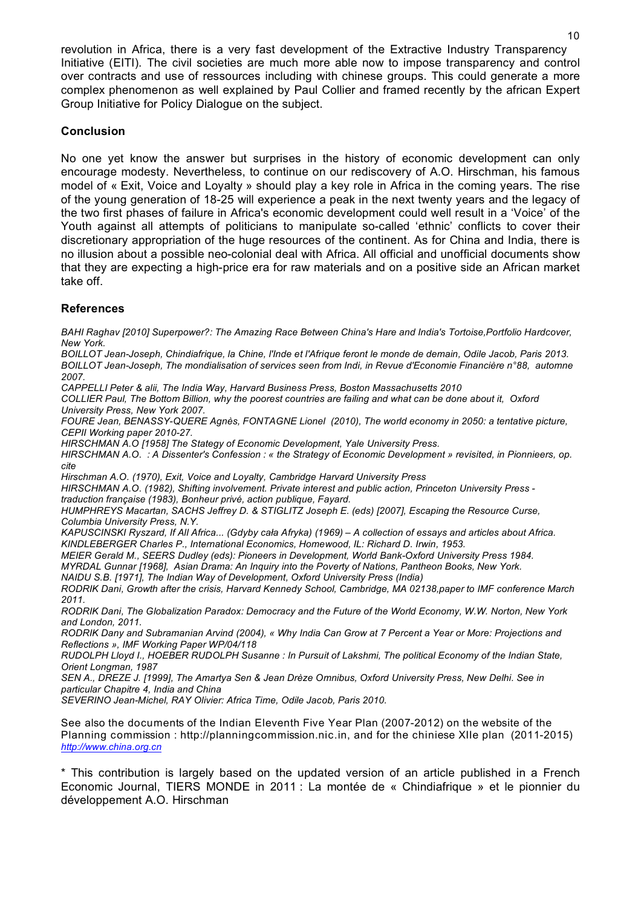revolution in Africa, there is a very fast development of the Extractive Industry Transparency Initiative (EITI). The civil societies are much more able now to impose transparency and control over contracts and use of ressources including with chinese groups. This could generate a more complex phenomenon as well explained by Paul Collier and framed recently by the african Expert Group Initiative for Policy Dialogue on the subject.

## Conclusion

No one yet know the answer but surprises in the history of economic development can only encourage modesty. Nevertheless, to continue on our rediscovery of A.O. Hirschman, his famous model of « Exit, Voice and Loyalty » should play a key role in Africa in the coming years. The rise of the young generation of 18-25 will experience a peak in the next twenty years and the legacy of the two first phases of failure in Africa's economic development could well result in a 'Voice' of the Youth against all attempts of politicians to manipulate so-called 'ethnic' conflicts to cover their discretionary appropriation of the huge resources of the continent. As for China and India, there is no illusion about a possible neo-colonial deal with Africa. All official and unofficial documents show that they are expecting a high-price era for raw materials and on a positive side an African market take off.

## References

*BAHI Raghav [2010] Superpower?: The Amazing Race Between China's Hare and India's Tortoise,Portfolio Hardcover, New York.*

*BOILLOT Jean-Joseph, Chindiafrique, la Chine, l'Inde et l'Afrique feront le monde de demain, Odile Jacob, Paris 2013.*

*BOILLOT Jean-Joseph, The mondialisation of services seen from Indi, in Revue d'Economie Financière n°88, automne 2007.*

*CAPPELLI Peter & alii, The India Way, Harvard Business Press, Boston Massachusetts 2010*

*COLLIER Paul, The Bottom Billion, why the poorest countries are failing and what can be done about it, Oxford University Press, New York 2007.*

*FOURE Jean, BENASSY-QUERE Agnès, FONTAGNE Lionel (2010), The world economy in 2050: a tentative picture, CEPII Working paper 2010-27.*

*HIRSCHMAN A.O [1958] The Stategy of Economic Development, Yale University Press.*

*HIRSCHMAN A.O. : A Dissenter's Confession : « the Strategy of Economic Development » revisited, in Pionnieers, op. cite*

*Hirschman A.O. (1970), Exit, Voice and Loyalty, Cambridge Harvard University Press*

*HIRSCHMAN A.O. (1982), Shifting involvement. Private interest and public action, Princeton University Press - traduction française (1983), Bonheur privé, action publique, Fayard.*

*HUMPHREYS Macartan, SACHS Jeffrey D. & STIGLITZ Joseph E. (eds) [2007], Escaping the Resource Curse, Columbia University Press, N.Y.*

*KAPUSCINSKI Ryszard, If All Africa... (Gdyby cała Afryka) (1969) – A collection of essays and articles about Africa.*

*KINDLEBERGER Charles P., International Economics, Homewood, IL: Richard D. Irwin, 1953.*

*MEIER Gerald M., SEERS Dudley (eds): Pioneers in Development, World Bank-Oxford University Press 1984.*

*MYRDAL Gunnar [1968], Asian Drama: An Inquiry into the Poverty of Nations, Pantheon Books, New York.*

*NAIDU S.B. [1971], The Indian Way of Development, Oxford University Press (India)*

*RODRIK Dani, Growth after the crisis, Harvard Kennedy School, Cambridge, MA 02138,paper to IMF conference March 2011.*

*RODRIK Dani, The Globalization Paradox: Democracy and the Future of the World Economy, W.W. Norton, New York and London, 2011.*

*RODRIK Dany and Subramanian Arvind (2004), « Why India Can Grow at 7 Percent a Year or More: Projections and Reflections », IMF Working Paper WP/04/118*

*RUDOLPH Lloyd I., HOEBER RUDOLPH Susanne : In Pursuit of Lakshmi, The political Economy of the Indian State, Orient Longman, 1987*

*SEN A., DREZE J. [1999], The Amartya Sen & Jean Drèze Omnibus, Oxford University Press, New Delhi. See in particular Chapitre 4, India and China*

*SEVERINO Jean-Michel, RAY Olivier: Africa Time, Odile Jacob, Paris 2010.*

See also the documents of the Indian Eleventh Five Year Plan (2007-2012) on the website of the Planning commission : http://planningcommission.nic.in, and for the chiniese XIIe plan (2011-2015) http://www.china.org.cn

* This contribution is largely based on the updated version of an article published in a French Economic Journal, TIERS MONDE in 2011 : La montée de « Chindiafrique » et le pionnier du développement A.O. Hirschman